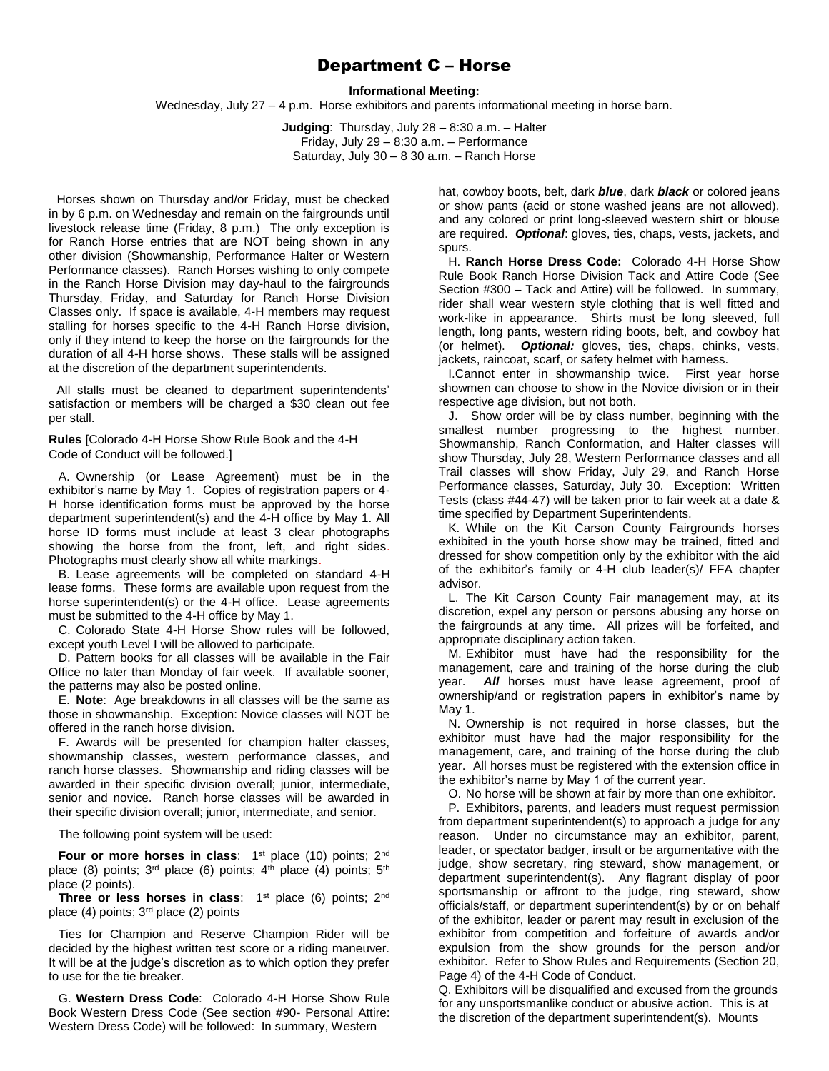# Department C – Horse

**Informational Meeting:**

Wednesday, July 27 – 4 p.m. Horse exhibitors and parents informational meeting in horse barn.

**Judging**: Thursday, July 28 – 8:30 a.m. – Halter
Friday, July 29 – 8:30 a.m. – Performance
Saturday, July 30 – 8 30 a.m. – Ranch Horse

Horses shown on Thursday and/or Friday, must be checked in by 6 p.m. on Wednesday and remain on the fairgrounds until livestock release time (Friday, 8 p.m.) The only exception is for Ranch Horse entries that are NOT being shown in any other division (Showmanship, Performance Halter or Western Performance classes). Ranch Horses wishing to only compete in the Ranch Horse Division may day-haul to the fairgrounds Thursday, Friday, and Saturday for Ranch Horse Division Classes only. If space is available, 4-H members may request stalling for horses specific to the 4-H Ranch Horse division, only if they intend to keep the horse on the fairgrounds for the duration of all 4-H horse shows. These stalls will be assigned at the discretion of the department superintendents.

All stalls must be cleaned to department superintendents' satisfaction or members will be charged a $30 clean out fee per stall.

**Rules** [Colorado 4-H Horse Show Rule Book and the 4-H Code of Conduct will be followed.]

A. Ownership (or Lease Agreement) must be in the exhibitor's name by May 1. Copies of registration papers or 4-H horse identification forms must be approved by the horse department superintendent(s) and the 4-H office by May 1. All horse ID forms must include at least 3 clear photographs showing the horse from the front, left, and right sides. Photographs must clearly show all white markings.

B. Lease agreements will be completed on standard 4-H lease forms. These forms are available upon request from the horse superintendent(s) or the 4-H office. Lease agreements must be submitted to the 4-H office by May 1.

C. Colorado State 4-H Horse Show rules will be followed, except youth Level I will be allowed to participate.

D. Pattern books for all classes will be available in the Fair Office no later than Monday of fair week. If available sooner, the patterns may also be posted online.

E. **Note**: Age breakdowns in all classes will be the same as those in showmanship. Exception: Novice classes will NOT be offered in the ranch horse division.

F. Awards will be presented for champion halter classes, showmanship classes, western performance classes, and ranch horse classes. Showmanship and riding classes will be awarded in their specific division overall; junior, intermediate, senior and novice. Ranch horse classes will be awarded in their specific division overall; junior, intermediate, and senior.

The following point system will be used:

**Four or more horses in class**: 1st place (10) points; 2nd place (8) points; 3rd place (6) points; 4th place (4) points; 5th place (2 points).

**Three or less horses in class**: 1st place (6) points; 2nd place (4) points; 3rd place (2) points

Ties for Champion and Reserve Champion Rider will be decided by the highest written test score or a riding maneuver. It will be at the judge's discretion as to which option they prefer to use for the tie breaker.

G. **Western Dress Code**: Colorado 4-H Horse Show Rule Book Western Dress Code (See section #90- Personal Attire: Western Dress Code) will be followed: In summary, Western hat, cowboy boots, belt, dark ***blue***, dark ***black*** or colored jeans or show pants (acid or stone washed jeans are not allowed), and any colored or print long-sleeved western shirt or blouse are required. ***Optional***: gloves, ties, chaps, vests, jackets, and spurs.

H. **Ranch Horse Dress Code:** Colorado 4-H Horse Show Rule Book Ranch Horse Division Tack and Attire Code (See Section #300 – Tack and Attire) will be followed. In summary, rider shall wear western style clothing that is well fitted and work-like in appearance. Shirts must be long sleeved, full length, long pants, western riding boots, belt, and cowboy hat (or helmet). ***Optional:*** gloves, ties, chaps, chinks, vests, jackets, raincoat, scarf, or safety helmet with harness.

I. Cannot enter in showmanship twice. First year horse showmen can choose to show in the Novice division or in their respective age division, but not both.

J. Show order will be by class number, beginning with the smallest number progressing to the highest number. Showmanship, Ranch Conformation, and Halter classes will show Thursday, July 28, Western Performance classes and all Trail classes will show Friday, July 29, and Ranch Horse Performance classes, Saturday, July 30. Exception: Written Tests (class #44-47) will be taken prior to fair week at a date & time specified by Department Superintendents.

K. While on the Kit Carson County Fairgrounds horses exhibited in the youth horse show may be trained, fitted and dressed for show competition only by the exhibitor with the aid of the exhibitor's family or 4-H club leader(s)/ FFA chapter advisor.

L. The Kit Carson County Fair management may, at its discretion, expel any person or persons abusing any horse on the fairgrounds at any time. All prizes will be forfeited, and appropriate disciplinary action taken.

M. Exhibitor must have had the responsibility for the management, care and training of the horse during the club year. ***All*** horses must have lease agreement, proof of ownership/and or registration papers in exhibitor's name by May 1.

N. Ownership is not required in horse classes, but the exhibitor must have had the major responsibility for the management, care, and training of the horse during the club year. All horses must be registered with the extension office in the exhibitor's name by May 1 of the current year.

O. No horse will be shown at fair by more than one exhibitor.

P. Exhibitors, parents, and leaders must request permission from department superintendent(s) to approach a judge for any reason. Under no circumstance may an exhibitor, parent, leader, or spectator badger, insult or be argumentative with the judge, show secretary, ring steward, show management, or department superintendent(s). Any flagrant display of poor sportsmanship or affront to the judge, ring steward, show officials/staff, or department superintendent(s) by or on behalf of the exhibitor, leader or parent may result in exclusion of the exhibitor from competition and forfeiture of awards and/or expulsion from the show grounds for the person and/or exhibitor. Refer to Show Rules and Requirements (Section 20, Page 4) of the 4-H Code of Conduct.

Q. Exhibitors will be disqualified and excused from the grounds for any unsportsmanlike conduct or abusive action. This is at the discretion of the department superintendent(s). Mounts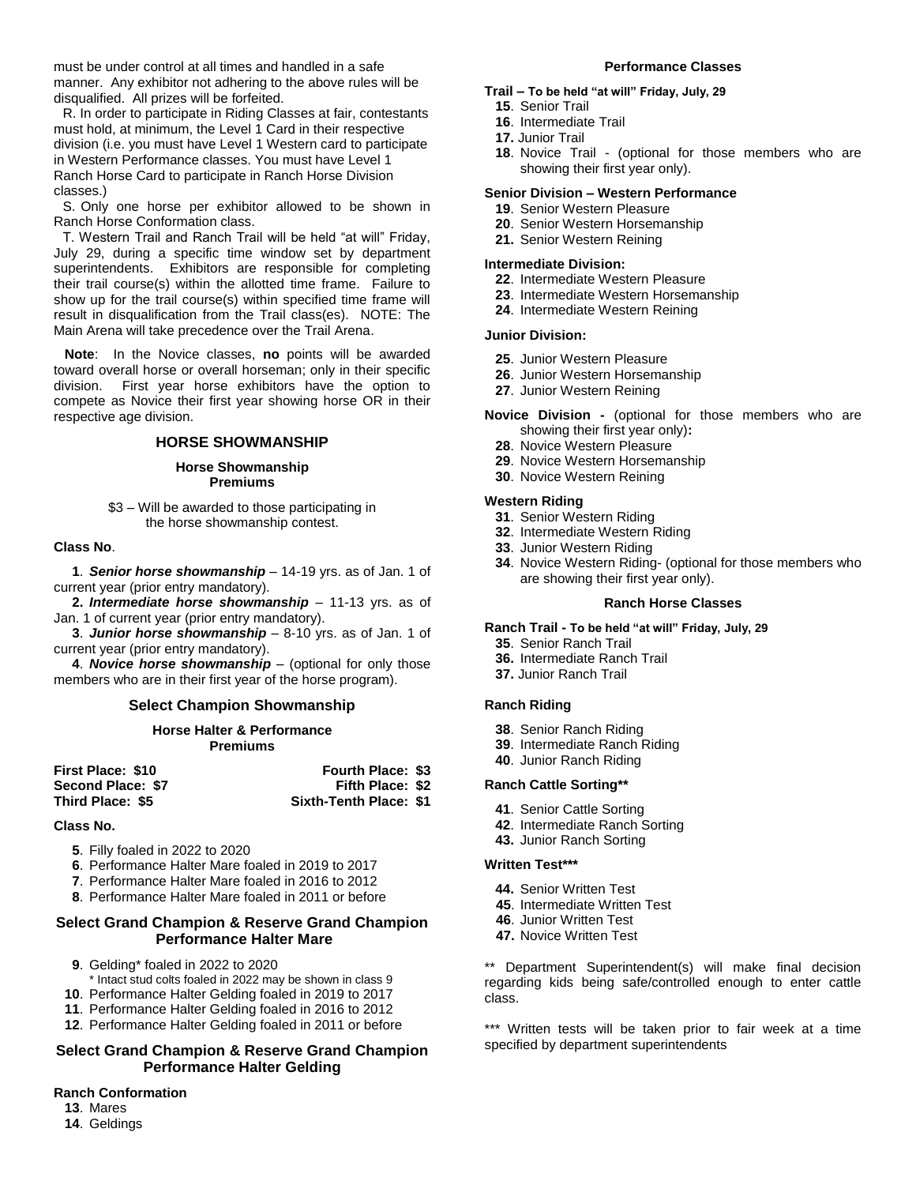must be under control at all times and handled in a safe manner. Any exhibitor not adhering to the above rules will be disqualified. All prizes will be forfeited.

R. In order to participate in Riding Classes at fair, contestants must hold, at minimum, the Level 1 Card in their respective division (i.e. you must have Level 1 Western card to participate in Western Performance classes. You must have Level 1 Ranch Horse Card to participate in Ranch Horse Division classes.)

S. Only one horse per exhibitor allowed to be shown in Ranch Horse Conformation class.

T. Western Trail and Ranch Trail will be held "at will" Friday, July 29, during a specific time window set by department superintendents. Exhibitors are responsible for completing their trail course(s) within the allotted time frame. Failure to show up for the trail course(s) within specified time frame will result in disqualification from the Trail class(es). NOTE: The Main Arena will take precedence over the Trail Arena.

**Note**: In the Novice classes, **no** points will be awarded toward overall horse or overall horseman; only in their specific division. First year horse exhibitors have the option to compete as Novice their first year showing horse OR in their respective age division.

## HORSE SHOWMANSHIP

**Horse Showmanship Premiums**

$3 – Will be awarded to those participating in the horse showmanship contest.

**Class No**.

**1**. ***Senior horse showmanship*** – 14-19 yrs. as of Jan. 1 of current year (prior entry mandatory).

**2.** ***Intermediate horse showmanship*** – 11-13 yrs. as of Jan. 1 of current year (prior entry mandatory).

**3**. ***Junior horse showmanship*** – 8-10 yrs. as of Jan. 1 of current year (prior entry mandatory).

**4**. ***Novice horse showmanship*** – (optional for only those members who are in their first year of the horse program).

### Select Champion Showmanship

**Horse Halter & Performance Premiums**

| | |
|---|---|
| **First Place: $10** | **Fourth Place: $3** |
| **Second Place: $7** | **Fifth Place: $2** |
| **Third Place: $5** | **Sixth-Tenth Place: $1** |

**Class No.**

**5**. Filly foaled in 2022 to 2020
**6**. Performance Halter Mare foaled in 2019 to 2017
**7**. Performance Halter Mare foaled in 2016 to 2012
**8**. Performance Halter Mare foaled in 2011 or before

### Select Grand Champion & Reserve Grand Champion Performance Halter Mare

**9**. Gelding* foaled in 2022 to 2020
\* Intact stud colts foaled in 2022 may be shown in class 9
**10**. Performance Halter Gelding foaled in 2019 to 2017
**11**. Performance Halter Gelding foaled in 2016 to 2012
**12**. Performance Halter Gelding foaled in 2011 or before

### Select Grand Champion & Reserve Grand Champion Performance Halter Gelding

**Ranch Conformation**
**13**. Mares
**14**. Geldings

### Performance Classes

**Trail – To be held "at will" Friday, July, 29**
**15**. Senior Trail
**16**. Intermediate Trail
**17.** Junior Trail
**18**. Novice Trail - (optional for those members who are showing their first year only).

**Senior Division – Western Performance**
**19**. Senior Western Pleasure
**20**. Senior Western Horsemanship
**21.** Senior Western Reining

**Intermediate Division:**
**22**. Intermediate Western Pleasure
**23**. Intermediate Western Horsemanship
**24**. Intermediate Western Reining

**Junior Division:**
**25**. Junior Western Pleasure
**26**. Junior Western Horsemanship
**27**. Junior Western Reining

**Novice Division -** (optional for those members who are showing their first year only)**:**
**28**. Novice Western Pleasure
**29**. Novice Western Horsemanship
**30**. Novice Western Reining

**Western Riding**
**31**. Senior Western Riding
**32**. Intermediate Western Riding
**33**. Junior Western Riding
**34**. Novice Western Riding- (optional for those members who are showing their first year only).

### Ranch Horse Classes

**Ranch Trail - To be held "at will" Friday, July, 29**
**35**. Senior Ranch Trail
**36.** Intermediate Ranch Trail
**37.** Junior Ranch Trail

**Ranch Riding**
**38**. Senior Ranch Riding
**39**. Intermediate Ranch Riding
**40**. Junior Ranch Riding

**Ranch Cattle Sorting****
**41**. Senior Cattle Sorting
**42**. Intermediate Ranch Sorting
**43.** Junior Ranch Sorting

**Written Test*****
**44.** Senior Written Test
**45**. Intermediate Written Test
**46**. Junior Written Test
**47.** Novice Written Test

** Department Superintendent(s) will make final decision regarding kids being safe/controlled enough to enter cattle class.

*** Written tests will be taken prior to fair week at a time specified by department superintendents